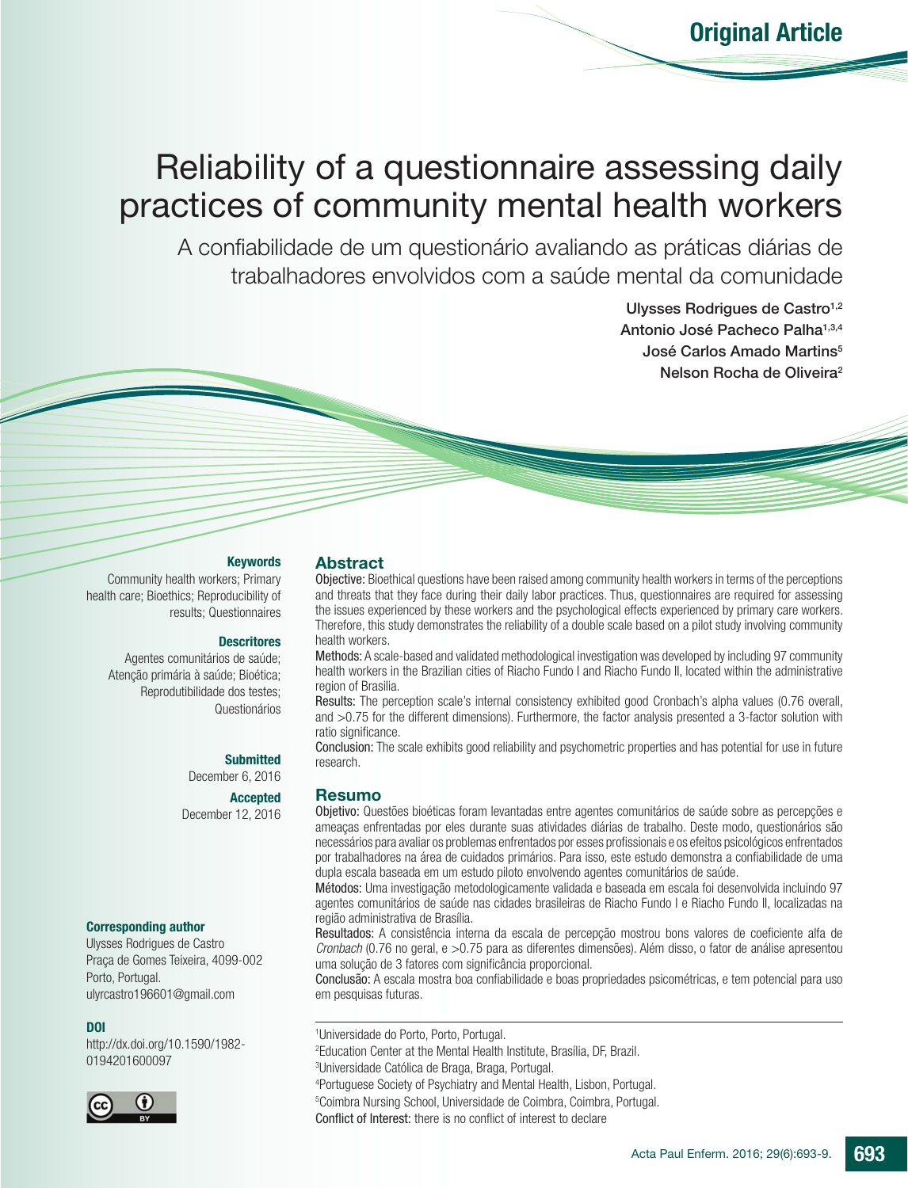Original Article

# Reliability of a questionnaire assessing daily practices of community mental health workers

## A confiabilidade de um questionário avaliando as práticas diárias de trabalhadores envolvidos com a saúde mental da comunidade

Ulysses Rodrigues de Castro[1,2]
Antonio José Pacheco Palha[1,3,4]
José Carlos Amado Martins[5]
Nelson Rocha de Oliveira[2]

**Keywords**

Community health workers; Primary health care; Bioethics; Reproducibility of results; Questionnaires

**Descritores**

Agentes comunitários de saúde; Atenção primária à saúde; Bioética; Reprodutibilidade dos testes; Questionários

**Submitted**

December 6, 2016

**Accepted**

December 12, 2016

**Corresponding author**

Ulysses Rodrigues de Castro
Praça de Gomes Teixeira, 4099-002
Porto, Portugal.
ulyrcastro196601@gmail.com

**DOI**

http://dx.doi.org/10.1590/1982-0194201600097

## Abstract

**Objective:** Bioethical questions have been raised among community health workers in terms of the perceptions and threats that they face during their daily labor practices. Thus, questionnaires are required for assessing the issues experienced by these workers and the psychological effects experienced by primary care workers. Therefore, this study demonstrates the reliability of a double scale based on a pilot study involving community health workers.

**Methods:** A scale-based and validated methodological investigation was developed by including 97 community health workers in the Brazilian cities of Riacho Fundo I and Riacho Fundo II, located within the administrative region of Brasilia.

**Results:** The perception scale's internal consistency exhibited good Cronbach's alpha values (0.76 overall, and >0.75 for the different dimensions). Furthermore, the factor analysis presented a 3-factor solution with ratio significance.

**Conclusion:** The scale exhibits good reliability and psychometric properties and has potential for use in future research.

## Resumo

**Objetivo:** Questões bioéticas foram levantadas entre agentes comunitários de saúde sobre as percepções e ameaças enfrentadas por eles durante suas atividades diárias de trabalho. Deste modo, questionários são necessários para avaliar os problemas enfrentados por esses profissionais e os efeitos psicológicos enfrentados por trabalhadores na área de cuidados primários. Para isso, este estudo demonstra a confiabilidade de uma dupla escala baseada em um estudo piloto envolvendo agentes comunitários de saúde.

**Métodos:** Uma investigação metodologicamente validada e baseada em escala foi desenvolvida incluindo 97 agentes comunitários de saúde nas cidades brasileiras de Riacho Fundo I e Riacho Fundo II, localizadas na região administrativa de Brasília.

**Resultados:** A consistência interna da escala de percepção mostrou bons valores de coeficiente alfa de *Cronbach* (0.76 no geral, e >0.75 para as diferentes dimensões). Além disso, o fator de análise apresentou uma solução de 3 fatores com significância proporcional.

**Conclusão:** A escala mostra boa confiabilidade e boas propriedades psicométricas, e tem potencial para uso em pesquisas futuras.

---

[1]Universidade do Porto, Porto, Portugal.
[2]Education Center at the Mental Health Institute, Brasília, DF, Brazil.
[3]Universidade Católica de Braga, Braga, Portugal.
[4]Portuguese Society of Psychiatry and Mental Health, Lisbon, Portugal.
[5]Coimbra Nursing School, Universidade de Coimbra, Coimbra, Portugal.
Conflict of Interest: there is no conflict of interest to declare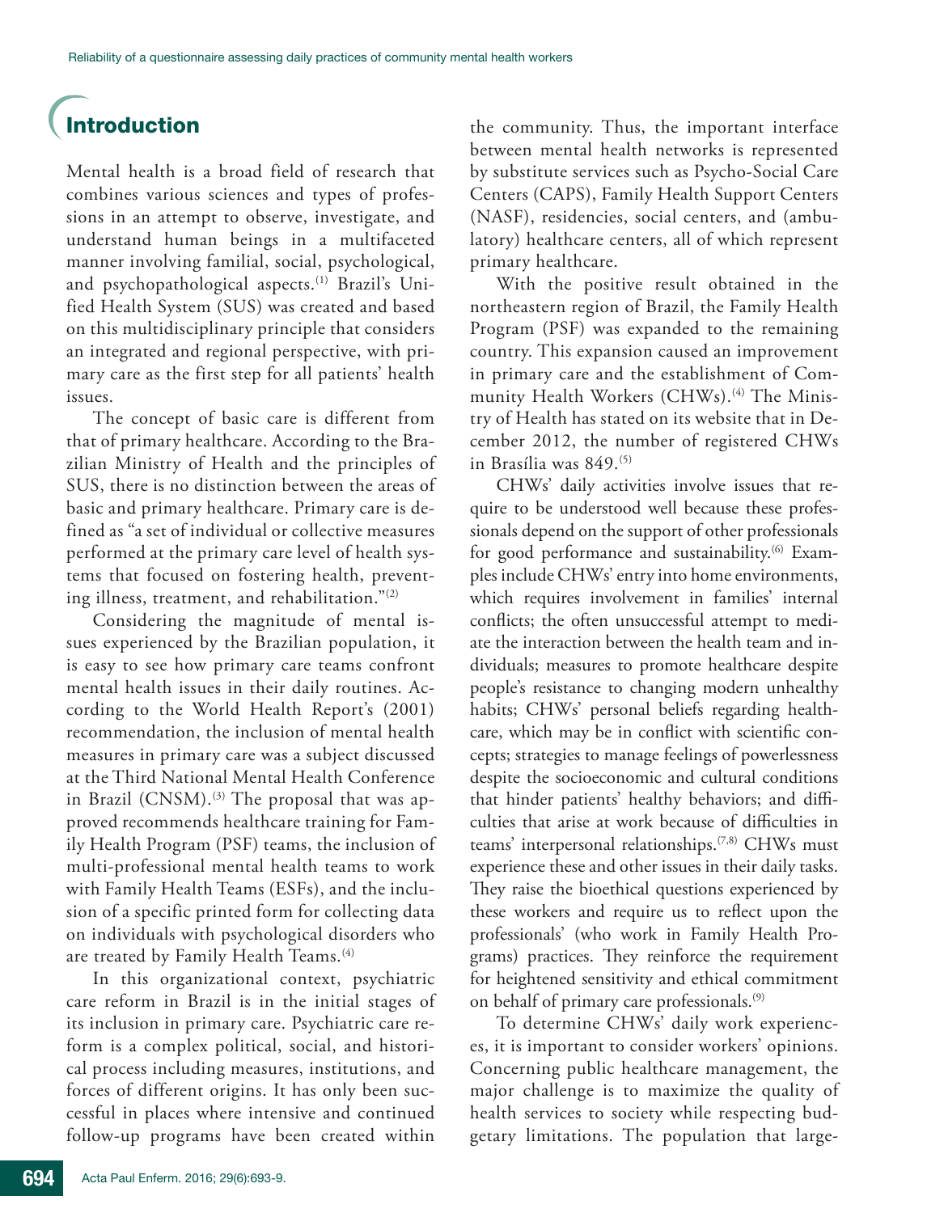## Introduction

Mental health is a broad field of research that combines various sciences and types of professions in an attempt to observe, investigate, and understand human beings in a multifaceted manner involving familial, social, psychological, and psychopathological aspects.[1] Brazil's Unified Health System (SUS) was created and based on this multidisciplinary principle that considers an integrated and regional perspective, with primary care as the first step for all patients' health issues.

The concept of basic care is different from that of primary healthcare. According to the Brazilian Ministry of Health and the principles of SUS, there is no distinction between the areas of basic and primary healthcare. Primary care is defined as "a set of individual or collective measures performed at the primary care level of health systems that focused on fostering health, preventing illness, treatment, and rehabilitation."[2]

Considering the magnitude of mental issues experienced by the Brazilian population, it is easy to see how primary care teams confront mental health issues in their daily routines. According to the World Health Report's (2001) recommendation, the inclusion of mental health measures in primary care was a subject discussed at the Third National Mental Health Conference in Brazil (CNSM).[3] The proposal that was approved recommends healthcare training for Family Health Program (PSF) teams, the inclusion of multi-professional mental health teams to work with Family Health Teams (ESFs), and the inclusion of a specific printed form for collecting data on individuals with psychological disorders who are treated by Family Health Teams.[4]

In this organizational context, psychiatric care reform in Brazil is in the initial stages of its inclusion in primary care. Psychiatric care reform is a complex political, social, and historical process including measures, institutions, and forces of different origins. It has only been successful in places where intensive and continued follow-up programs have been created within the community. Thus, the important interface between mental health networks is represented by substitute services such as Psycho-Social Care Centers (CAPS), Family Health Support Centers (NASF), residencies, social centers, and (ambulatory) healthcare centers, all of which represent primary healthcare.

With the positive result obtained in the northeastern region of Brazil, the Family Health Program (PSF) was expanded to the remaining country. This expansion caused an improvement in primary care and the establishment of Community Health Workers (CHWs).[4] The Ministry of Health has stated on its website that in December 2012, the number of registered CHWs in Brasília was 849.[5]

CHWs' daily activities involve issues that require to be understood well because these professionals depend on the support of other professionals for good performance and sustainability.[6] Examples include CHWs' entry into home environments, which requires involvement in families' internal conflicts; the often unsuccessful attempt to mediate the interaction between the health team and individuals; measures to promote healthcare despite people's resistance to changing modern unhealthy habits; CHWs' personal beliefs regarding healthcare, which may be in conflict with scientific concepts; strategies to manage feelings of powerlessness despite the socioeconomic and cultural conditions that hinder patients' healthy behaviors; and difficulties that arise at work because of difficulties in teams' interpersonal relationships.[7,8] CHWs must experience these and other issues in their daily tasks. They raise the bioethical questions experienced by these workers and require us to reflect upon the professionals' (who work in Family Health Programs) practices. They reinforce the requirement for heightened sensitivity and ethical commitment on behalf of primary care professionals.[9]

To determine CHWs' daily work experiences, it is important to consider workers' opinions. Concerning public healthcare management, the major challenge is to maximize the quality of health services to society while respecting budgetary limitations. The population that large-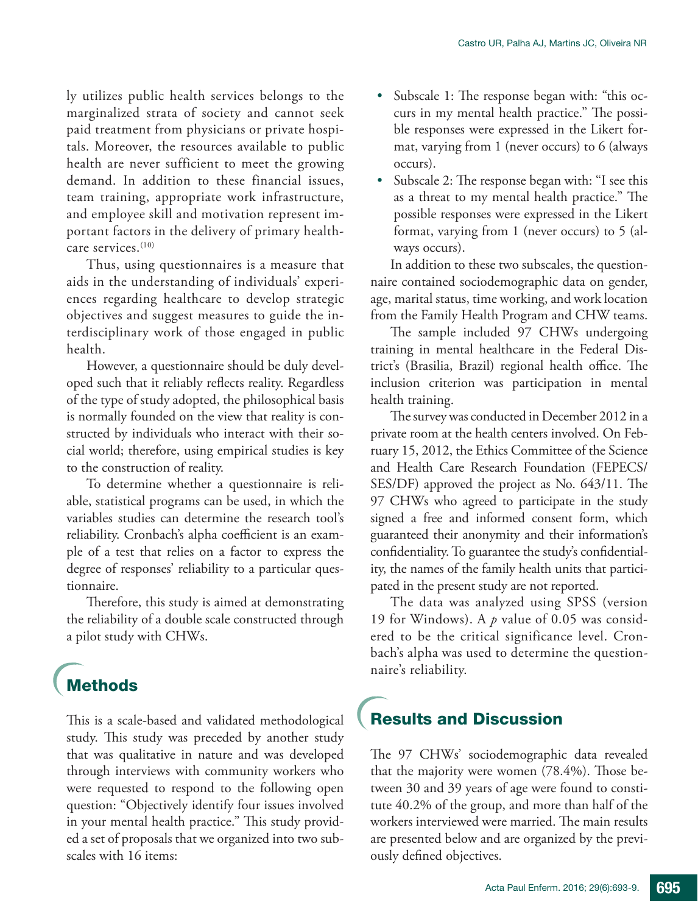ly utilizes public health services belongs to the marginalized strata of society and cannot seek paid treatment from physicians or private hospitals. Moreover, the resources available to public health are never sufficient to meet the growing demand. In addition to these financial issues, team training, appropriate work infrastructure, and employee skill and motivation represent important factors in the delivery of primary healthcare services.[10]

Thus, using questionnaires is a measure that aids in the understanding of individuals' experiences regarding healthcare to develop strategic objectives and suggest measures to guide the interdisciplinary work of those engaged in public health.

However, a questionnaire should be duly developed such that it reliably reflects reality. Regardless of the type of study adopted, the philosophical basis is normally founded on the view that reality is constructed by individuals who interact with their social world; therefore, using empirical studies is key to the construction of reality.

To determine whether a questionnaire is reliable, statistical programs can be used, in which the variables studies can determine the research tool's reliability. Cronbach's alpha coefficient is an example of a test that relies on a factor to express the degree of responses' reliability to a particular questionnaire.

Therefore, this study is aimed at demonstrating the reliability of a double scale constructed through a pilot study with CHWs.

## Methods

This is a scale-based and validated methodological study. This study was preceded by another study that was qualitative in nature and was developed through interviews with community workers who were requested to respond to the following open question: "Objectively identify four issues involved in your mental health practice." This study provided a set of proposals that we organized into two subscales with 16 items:

- Subscale 1: The response began with: "this occurs in my mental health practice." The possible responses were expressed in the Likert format, varying from 1 (never occurs) to 6 (always occurs).
- Subscale 2: The response began with: "I see this as a threat to my mental health practice." The possible responses were expressed in the Likert format, varying from 1 (never occurs) to 5 (always occurs).

In addition to these two subscales, the questionnaire contained sociodemographic data on gender, age, marital status, time working, and work location from the Family Health Program and CHW teams.

The sample included 97 CHWs undergoing training in mental healthcare in the Federal District's (Brasilia, Brazil) regional health office. The inclusion criterion was participation in mental health training.

The survey was conducted in December 2012 in a private room at the health centers involved. On February 15, 2012, the Ethics Committee of the Science and Health Care Research Foundation (FEPECS/SES/DF) approved the project as No. 643/11. The 97 CHWs who agreed to participate in the study signed a free and informed consent form, which guaranteed their anonymity and their information's confidentiality. To guarantee the study's confidentiality, the names of the family health units that participated in the present study are not reported.

The data was analyzed using SPSS (version 19 for Windows). A $p$ value of 0.05 was considered to be the critical significance level. Cronbach's alpha was used to determine the questionnaire's reliability.

## Results and Discussion

The 97 CHWs' sociodemographic data revealed that the majority were women (78.4%). Those between 30 and 39 years of age were found to constitute 40.2% of the group, and more than half of the workers interviewed were married. The main results are presented below and are organized by the previously defined objectives.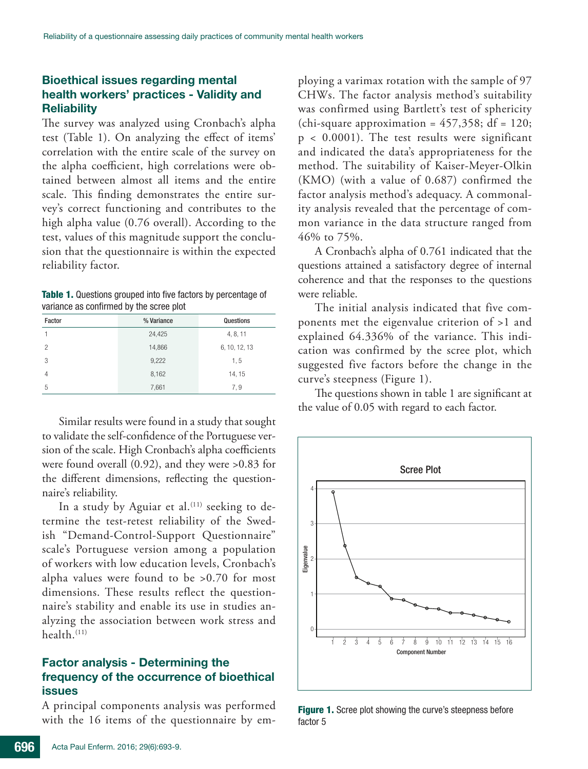## Bioethical issues regarding mental health workers' practices - Validity and Reliability

The survey was analyzed using Cronbach's alpha test (Table 1). On analyzing the effect of items' correlation with the entire scale of the survey on the alpha coefficient, high correlations were obtained between almost all items and the entire scale. This finding demonstrates the entire survey's correct functioning and contributes to the high alpha value (0.76 overall). According to the test, values of this magnitude support the conclusion that the questionnaire is within the expected reliability factor.

**Table 1.** Questions grouped into five factors by percentage of variance as confirmed by the scree plot

| Factor | % Variance | Questions |
|---|---|---|
| 1 | 24,425 | 4, 8, 11 |
| 2 | 14,866 | 6, 10, 12, 13 |
| 3 | 9,222 | 1, 5 |
| 4 | 8,162 | 14, 15 |
| 5 | 7,661 | 7, 9 |

Similar results were found in a study that sought to validate the self-confidence of the Portuguese version of the scale. High Cronbach's alpha coefficients were found overall (0.92), and they were >0.83 for the different dimensions, reflecting the questionnaire's reliability.

In a study by Aguiar et al.[11] seeking to determine the test-retest reliability of the Swedish "Demand-Control-Support Questionnaire" scale's Portuguese version among a population of workers with low education levels, Cronbach's alpha values were found to be >0.70 for most dimensions. These results reflect the questionnaire's stability and enable its use in studies analyzing the association between work stress and health.[11]

## Factor analysis - Determining the frequency of the occurrence of bioethical issues

A principal components analysis was performed with the 16 items of the questionnaire by employing a varimax rotation with the sample of 97 CHWs. The factor analysis method's suitability was confirmed using Bartlett's test of sphericity (chi-square approximation = 457,358; df = 120; $p < 0.0001$). The test results were significant and indicated the data's appropriateness for the method. The suitability of Kaiser-Meyer-Olkin (KMO) (with a value of 0.687) confirmed the factor analysis method's adequacy. A commonality analysis revealed that the percentage of common variance in the data structure ranged from 46% to 75%.

A Cronbach's alpha of 0.761 indicated that the questions attained a satisfactory degree of internal coherence and that the responses to the questions were reliable.

The initial analysis indicated that five components met the eigenvalue criterion of >1 and explained 64.336% of the variance. This indication was confirmed by the scree plot, which suggested five factors before the change in the curve's steepness (Figure 1).

The questions shown in table 1 are significant at the value of 0.05 with regard to each factor.

**Figure 1.** Scree plot showing the curve's steepness before factor 5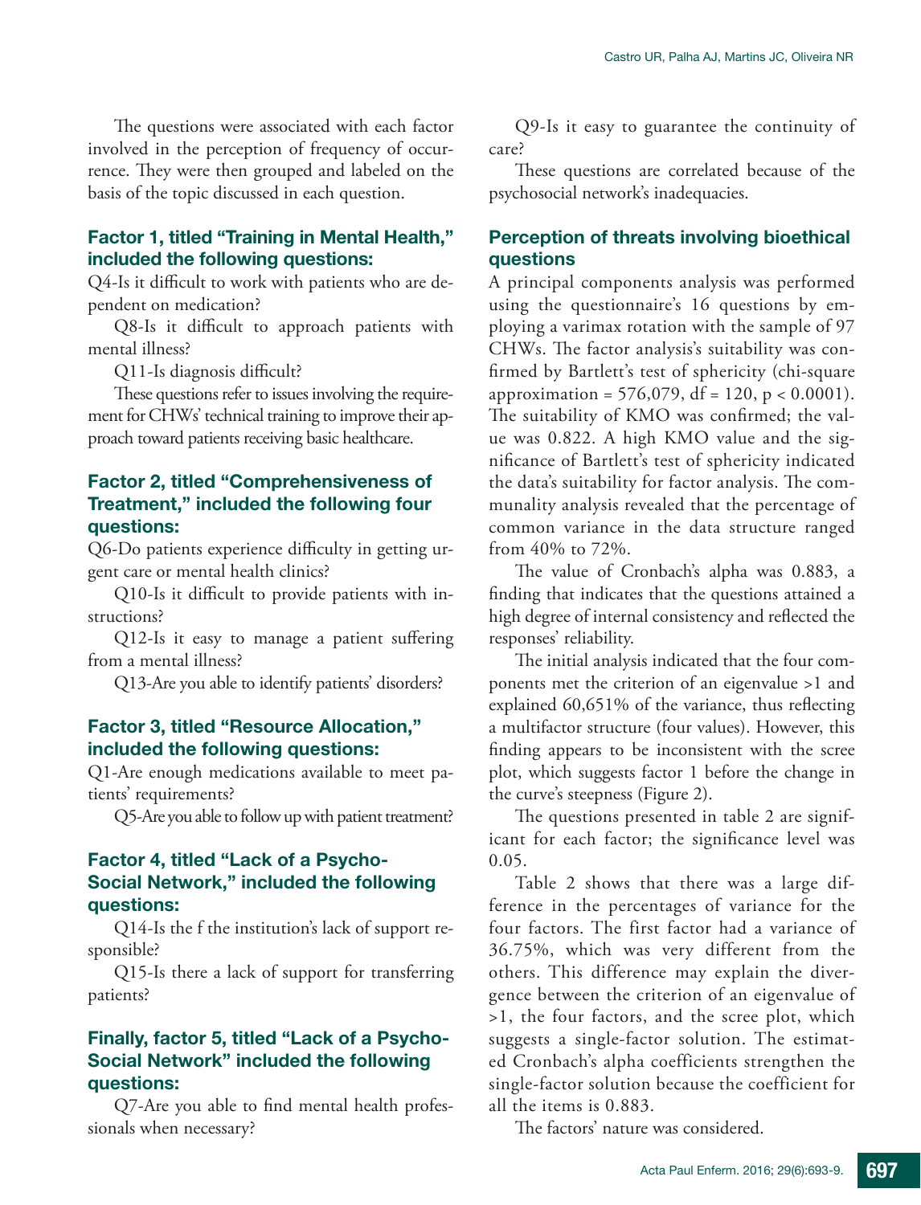The questions were associated with each factor involved in the perception of frequency of occurrence. They were then grouped and labeled on the basis of the topic discussed in each question.

### Factor 1, titled "Training in Mental Health," included the following questions:

Q4-Is it difficult to work with patients who are dependent on medication?

Q8-Is it difficult to approach patients with mental illness?

Q11-Is diagnosis difficult?

These questions refer to issues involving the requirement for CHWs' technical training to improve their approach toward patients receiving basic healthcare.

### Factor 2, titled "Comprehensiveness of Treatment," included the following four questions:

Q6-Do patients experience difficulty in getting urgent care or mental health clinics?

Q10-Is it difficult to provide patients with instructions?

Q12-Is it easy to manage a patient suffering from a mental illness?

Q13-Are you able to identify patients' disorders?

### Factor 3, titled "Resource Allocation," included the following questions:

Q1-Are enough medications available to meet patients' requirements?

Q5-Are you able to follow up with patient treatment?

### Factor 4, titled "Lack of a Psycho-Social Network," included the following questions:

Q14-Is the f the institution's lack of support responsible?

Q15-Is there a lack of support for transferring patients?

### Finally, factor 5, titled "Lack of a Psycho-Social Network" included the following questions:

Q7-Are you able to find mental health professionals when necessary?

Q9-Is it easy to guarantee the continuity of care?

These questions are correlated because of the psychosocial network's inadequacies.

### Perception of threats involving bioethical questions

A principal components analysis was performed using the questionnaire's 16 questions by employing a varimax rotation with the sample of 97 CHWs. The factor analysis's suitability was confirmed by Bartlett's test of sphericity (chi-square approximation = 576,079, df = 120, $p < 0.0001$). The suitability of KMO was confirmed; the value was 0.822. A high KMO value and the significance of Bartlett's test of sphericity indicated the data's suitability for factor analysis. The communality analysis revealed that the percentage of common variance in the data structure ranged from 40% to 72%.

The value of Cronbach's alpha was 0.883, a finding that indicates that the questions attained a high degree of internal consistency and reflected the responses' reliability.

The initial analysis indicated that the four components met the criterion of an eigenvalue >1 and explained 60,651% of the variance, thus reflecting a multifactor structure (four values). However, this finding appears to be inconsistent with the scree plot, which suggests factor 1 before the change in the curve's steepness (Figure 2).

The questions presented in table 2 are significant for each factor; the significance level was 0.05.

Table 2 shows that there was a large difference in the percentages of variance for the four factors. The first factor had a variance of 36.75%, which was very different from the others. This difference may explain the divergence between the criterion of an eigenvalue of >1, the four factors, and the scree plot, which suggests a single-factor solution. The estimated Cronbach's alpha coefficients strengthen the single-factor solution because the coefficient for all the items is 0.883.

The factors' nature was considered.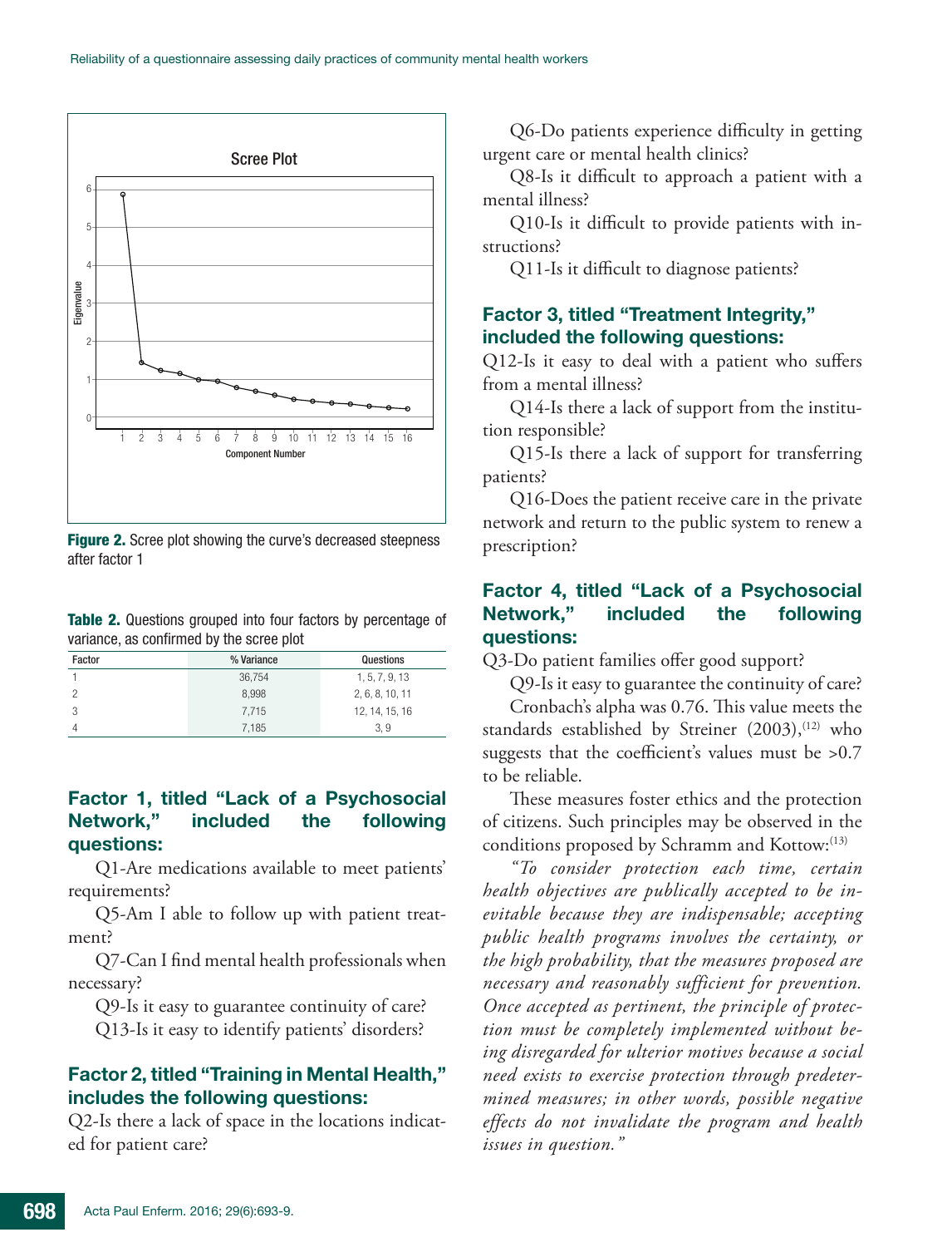Figure 2. Scree plot showing the curve's decreased steepness after factor 1

Table 2. Questions grouped into four factors by percentage of variance, as confirmed by the scree plot

| Factor | % Variance | Questions |
|---|---|---|
| 1 | 36,754 | 1, 5, 7, 9, 13 |
| 2 | 8,998 | 2, 6, 8, 10, 11 |
| 3 | 7,715 | 12, 14, 15, 16 |
| 4 | 7,185 | 3, 9 |

### Factor 1, titled "Lack of a Psychosocial Network," included the following questions:

Q1-Are medications available to meet patients' requirements?

Q5-Am I able to follow up with patient treatment?

Q7-Can I find mental health professionals when necessary?

Q9-Is it easy to guarantee continuity of care?

Q13-Is it easy to identify patients' disorders?

### Factor 2, titled "Training in Mental Health," includes the following questions:

Q2-Is there a lack of space in the locations indicated for patient care?

Q6-Do patients experience difficulty in getting urgent care or mental health clinics?

Q8-Is it difficult to approach a patient with a mental illness?

Q10-Is it difficult to provide patients with instructions?

Q11-Is it difficult to diagnose patients?

### Factor 3, titled "Treatment Integrity," included the following questions:

Q12-Is it easy to deal with a patient who suffers from a mental illness?

Q14-Is there a lack of support from the institution responsible?

Q15-Is there a lack of support for transferring patients?

Q16-Does the patient receive care in the private network and return to the public system to renew a prescription?

### Factor 4, titled "Lack of a Psychosocial Network," included the following questions:

Q3-Do patient families offer good support?

Q9-Is it easy to guarantee the continuity of care?

Cronbach's alpha was 0.76. This value meets the standards established by Streiner (2003),[12] who suggests that the coefficient's values must be >0.7 to be reliable.

These measures foster ethics and the protection of citizens. Such principles may be observed in the conditions proposed by Schramm and Kottow:[13]

*"To consider protection each time, certain health objectives are publically accepted to be inevitable because they are indispensable; accepting public health programs involves the certainty, or the high probability, that the measures proposed are necessary and reasonably sufficient for prevention. Once accepted as pertinent, the principle of protection must be completely implemented without being disregarded for ulterior motives because a social need exists to exercise protection through predetermined measures; in other words, possible negative effects do not invalidate the program and health issues in question."*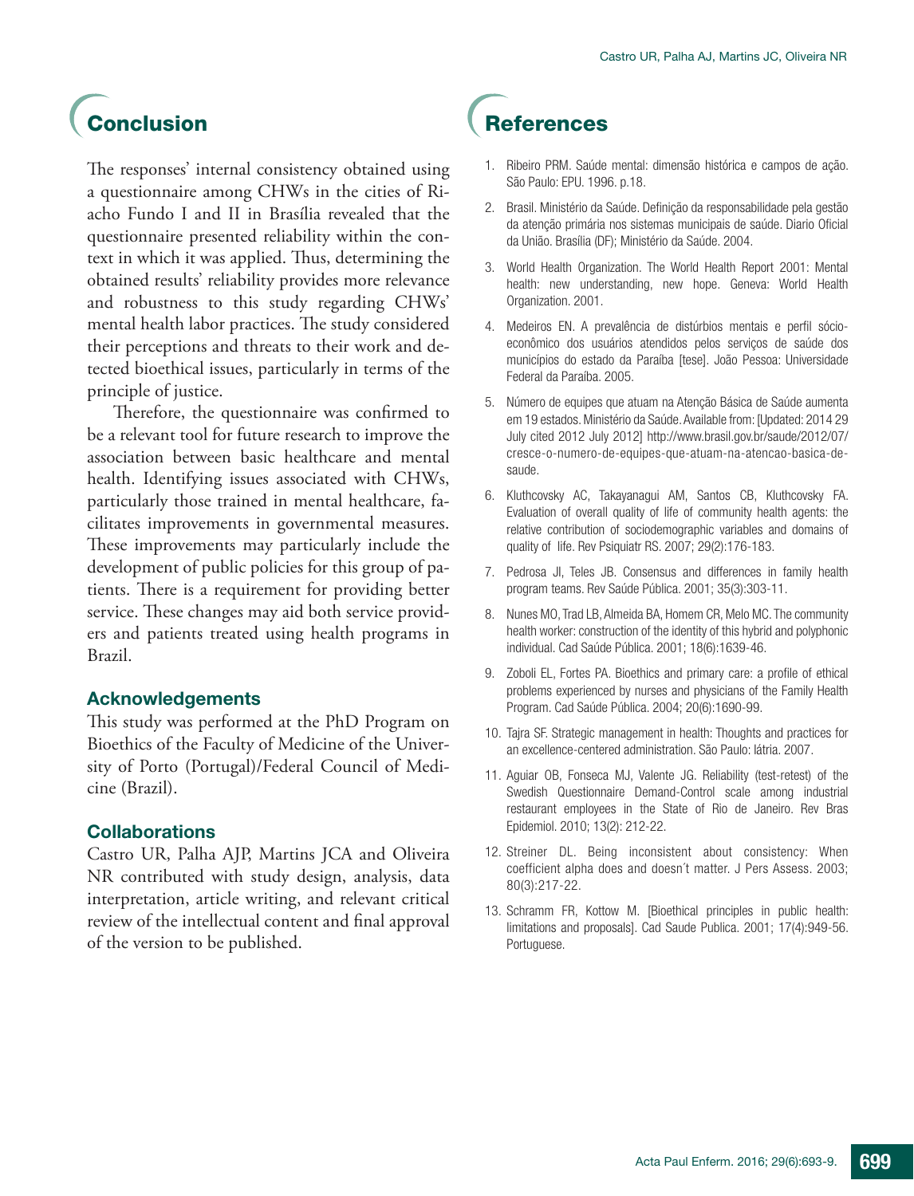## Conclusion

The responses' internal consistency obtained using a questionnaire among CHWs in the cities of Riacho Fundo I and II in Brasília revealed that the questionnaire presented reliability within the context in which it was applied. Thus, determining the obtained results' reliability provides more relevance and robustness to this study regarding CHWs' mental health labor practices. The study considered their perceptions and threats to their work and detected bioethical issues, particularly in terms of the principle of justice.

Therefore, the questionnaire was confirmed to be a relevant tool for future research to improve the association between basic healthcare and mental health. Identifying issues associated with CHWs, particularly those trained in mental healthcare, facilitates improvements in governmental measures. These improvements may particularly include the development of public policies for this group of patients. There is a requirement for providing better service. These changes may aid both service providers and patients treated using health programs in Brazil.

### Acknowledgements

This study was performed at the PhD Program on Bioethics of the Faculty of Medicine of the University of Porto (Portugal)/Federal Council of Medicine (Brazil).

### Collaborations

Castro UR, Palha AJP, Martins JCA and Oliveira NR contributed with study design, analysis, data interpretation, article writing, and relevant critical review of the intellectual content and final approval of the version to be published.

## References

1. Ribeiro PRM. Saúde mental: dimensão histórica e campos de ação. São Paulo: EPU. 1996. p.18.
2. Brasil. Ministério da Saúde. Definição da responsabilidade pela gestão da atenção primária nos sistemas municipais de saúde. Diario Oficial da União. Brasília (DF); Ministério da Saúde. 2004.
3. World Health Organization. The World Health Report 2001: Mental health: new understanding, new hope. Geneva: World Health Organization. 2001.
4. Medeiros EN. A prevalência de distúrbios mentais e perfil sócio-econômico dos usuários atendidos pelos serviços de saúde dos municípios do estado da Paraíba [tese]. João Pessoa: Universidade Federal da Paraíba. 2005.
5. Número de equipes que atuam na Atenção Básica de Saúde aumenta em 19 estados. Ministério da Saúde. Available from: [Updated: 2014 29 July cited 2012 July 2012] http://www.brasil.gov.br/saude/2012/07/cresce-o-numero-de-equipes-que-atuam-na-atencao-basica-de-saude.
6. Kluthcovsky AC, Takayanagui AM, Santos CB, Kluthcovsky FA. Evaluation of overall quality of life of community health agents: the relative contribution of sociodemographic variables and domains of quality of life. Rev Psiquiatr RS. 2007; 29(2):176-183.
7. Pedrosa JI, Teles JB. Consensus and differences in family health program teams. Rev Saúde Pública. 2001; 35(3):303-11.
8. Nunes MO, Trad LB, Almeida BA, Homem CR, Melo MC. The community health worker: construction of the identity of this hybrid and polyphonic individual. Cad Saúde Pública. 2001; 18(6):1639-46.
9. Zoboli EL, Fortes PA. Bioethics and primary care: a profile of ethical problems experienced by nurses and physicians of the Family Health Program. Cad Saúde Pública. 2004; 20(6):1690-99.
10. Tajra SF. Strategic management in health: Thoughts and practices for an excellence-centered administration. São Paulo: látria. 2007.
11. Aguiar OB, Fonseca MJ, Valente JG. Reliability (test-retest) of the Swedish Questionnaire Demand-Control scale among industrial restaurant employees in the State of Rio de Janeiro. Rev Bras Epidemiol. 2010; 13(2): 212-22.
12. Streiner DL. Being inconsistent about consistency: When coefficient alpha does and doesn´t matter. J Pers Assess. 2003; 80(3):217-22.
13. Schramm FR, Kottow M. [Bioethical principles in public health: limitations and proposals]. Cad Saude Publica. 2001; 17(4):949-56. Portuguese.